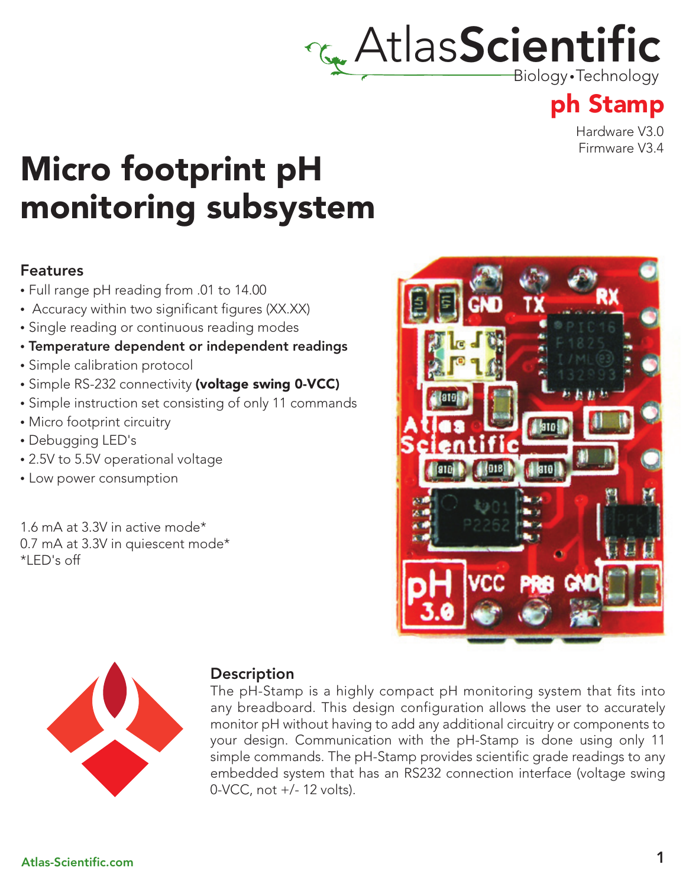AtlasScientific
Biology•Technology

# ph Stamp

Hardware V3.0
Firmware V3.4

# Micro footprint pH monitoring subsystem

### Features

- Full range pH reading from .01 to 14.00
- Accuracy within two significant figures (XX.XX)
- Single reading or continuous reading modes
- **Temperature dependent or independent readings**
- Simple calibration protocol
- Simple RS-232 connectivity **(voltage swing 0-VCC)**
- Simple instruction set consisting of only 11 commands
- Micro footprint circuitry
- Debugging LED's
- 2.5V to 5.5V operational voltage
- Low power consumption

1.6 mA at 3.3V in active mode*
0.7 mA at 3.3V in quiescent mode*
*LED's off

### Description

The pH-Stamp is a highly compact pH monitoring system that fits into any breadboard. This design configuration allows the user to accurately monitor pH without having to add any additional circuitry or components to your design. Communication with the pH-Stamp is done using only 11 simple commands. The pH-Stamp provides scientific grade readings to any embedded system that has an RS232 connection interface (voltage swing 0-VCC, not +/- 12 volts).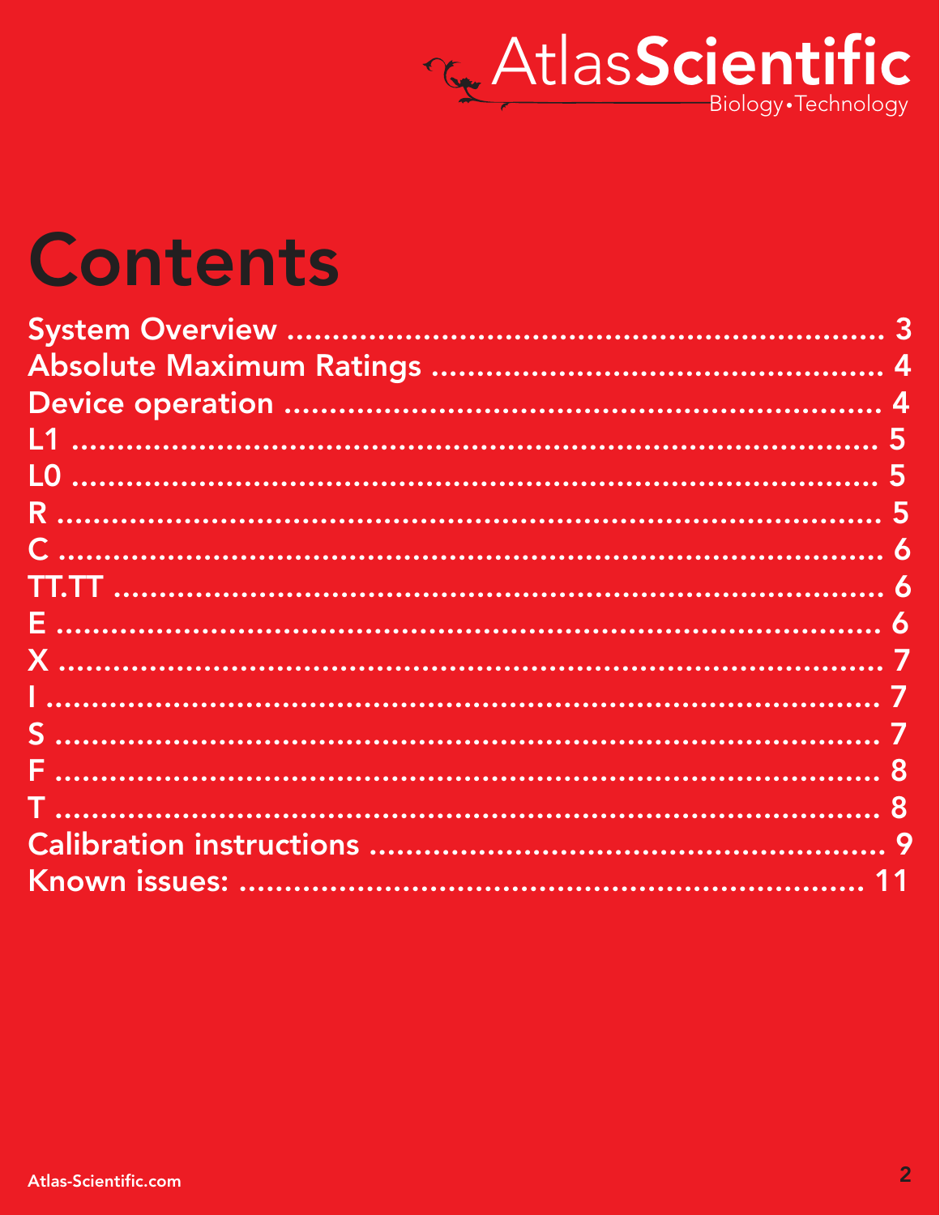# Contents

System Overview ........................................................... 3
Absolute Maximum Ratings ............................................. 4
Device operation ........................................................... 4
L1 ................................................................................ 5
L0 ................................................................................ 5
R ................................................................................. 5
C ................................................................................. 6
TT.TT .......................................................................... 6
E ................................................................................. 6
X ................................................................................. 7
I .................................................................................. 7
S ................................................................................. 7
F ................................................................................. 8
T ................................................................................. 8
Calibration instructions ................................................. 9
Known issues: ............................................................. 11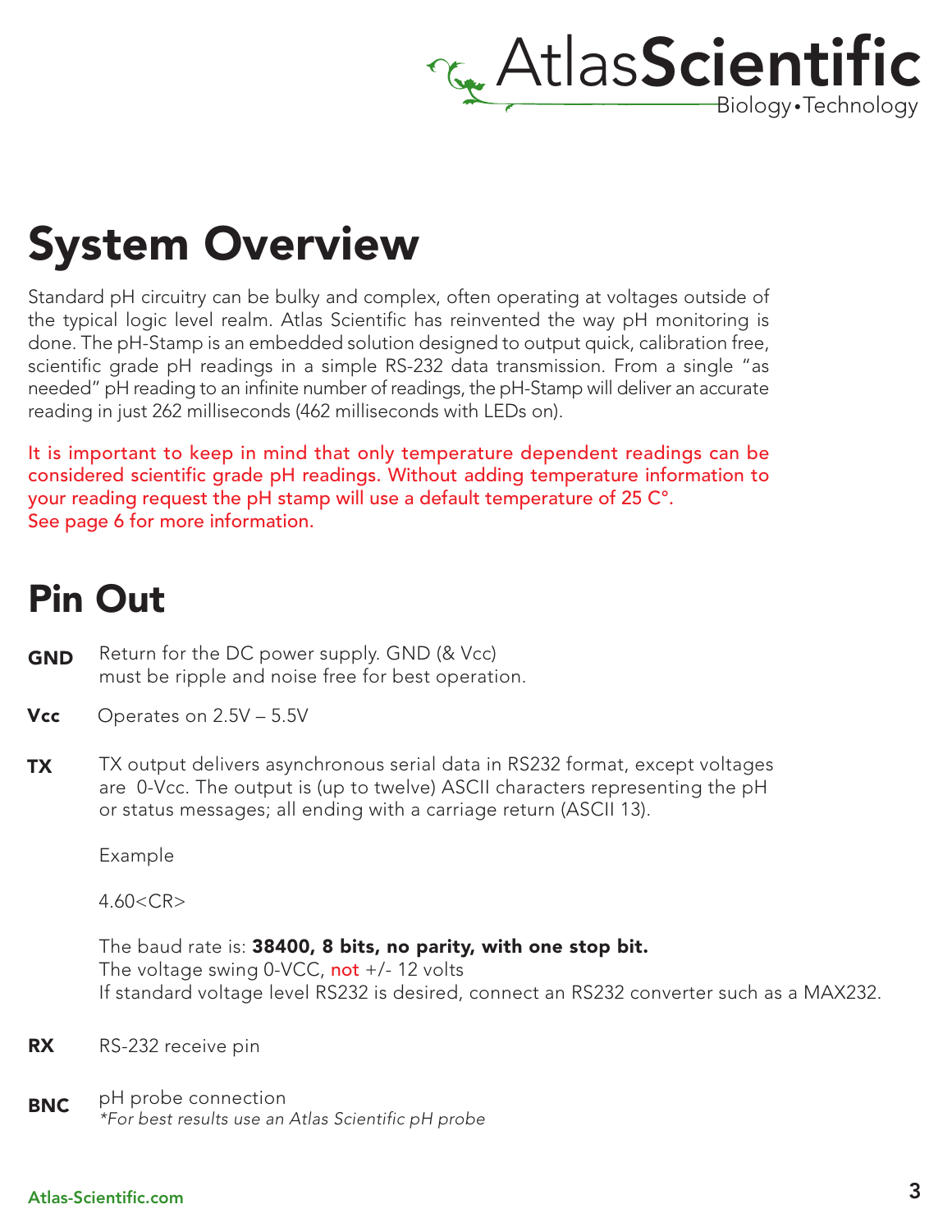# System Overview

Standard pH circuitry can be bulky and complex, often operating at voltages outside of the typical logic level realm. Atlas Scientific has reinvented the way pH monitoring is done. The pH-Stamp is an embedded solution designed to output quick, calibration free, scientific grade pH readings in a simple RS-232 data transmission. From a single "as needed" pH reading to an infinite number of readings, the pH-Stamp will deliver an accurate reading in just 262 milliseconds (462 milliseconds with LEDs on).

It is important to keep in mind that only temperature dependent readings can be considered scientific grade pH readings. Without adding temperature information to your reading request the pH stamp will use a default temperature of 25 C°.
See page 6 for more information.

# Pin Out

**GND** Return for the DC power supply. GND (& Vcc) must be ripple and noise free for best operation.

**Vcc** Operates on 2.5V – 5.5V

**TX** TX output delivers asynchronous serial data in RS232 format, except voltages are 0-Vcc. The output is (up to twelve) ASCII characters representing the pH or status messages; all ending with a carriage return (ASCII 13).

Example

4.60<CR>

The baud rate is: **38400, 8 bits, no parity, with one stop bit.**
The voltage swing 0-VCC, not +/- 12 volts
If standard voltage level RS232 is desired, connect an RS232 converter such as a MAX232.

**RX** RS-232 receive pin

**BNC** pH probe connection
*\*For best results use an Atlas Scientific pH probe*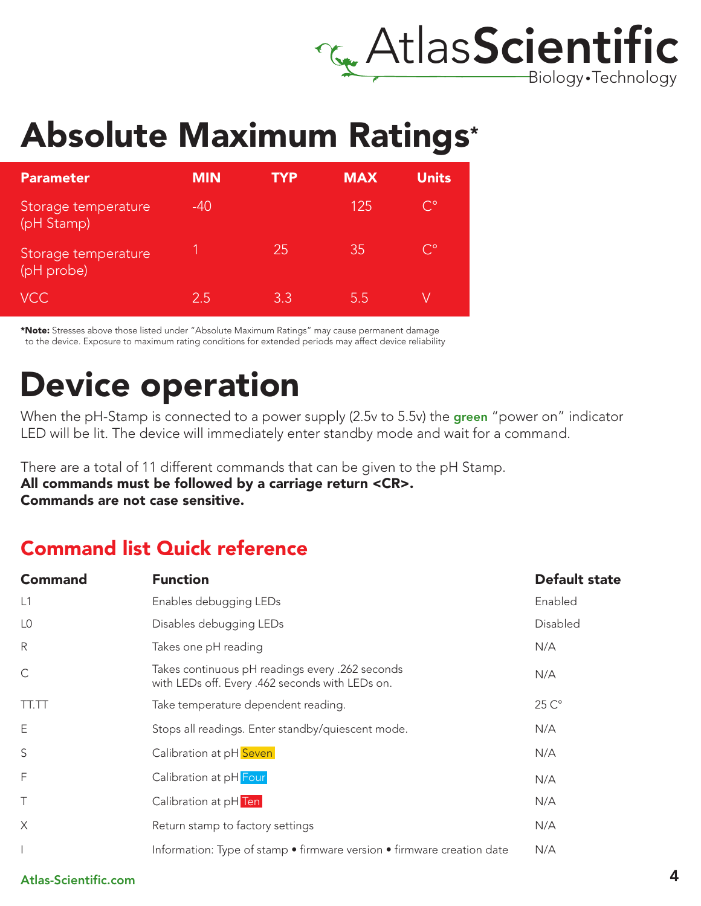# Absolute Maximum Ratings*

| Parameter | MIN | TYP | MAX | Units |
|---|---|---|---|---|
| Storage temperature (pH Stamp) | -40 | | 125 | C° |
| Storage temperature (pH probe) | 1 | 25 | 35 | C° |
| VCC | 2.5 | 3.3 | 5.5 | V |

***Note:** Stresses above those listed under "Absolute Maximum Ratings" may cause permanent damage to the device. Exposure to maximum rating conditions for extended periods may affect device reliability

# Device operation

When the pH-Stamp is connected to a power supply (2.5v to 5.5v) the **green** "power on" indicator LED will be lit. The device will immediately enter standby mode and wait for a command.

There are a total of 11 different commands that can be given to the pH Stamp.
**All commands must be followed by a carriage return <CR>.**
**Commands are not case sensitive.**

## Command list Quick reference

| Command | Function | Default state |
|---|---|---|
| L1 | Enables debugging LEDs | Enabled |
| L0 | Disables debugging LEDs | Disabled |
| R | Takes one pH reading | N/A |
| C | Takes continuous pH readings every .262 seconds with LEDs off. Every .462 seconds with LEDs on. | N/A |
| TT.TT | Take temperature dependent reading. | 25 C° |
| E | Stops all readings. Enter standby/quiescent mode. | N/A |
| S | Calibration at pH Seven | N/A |
| F | Calibration at pH Four | N/A |
| T | Calibration at pH Ten | N/A |
| X | Return stamp to factory settings | N/A |
| I | Information: Type of stamp • firmware version • firmware creation date | N/A |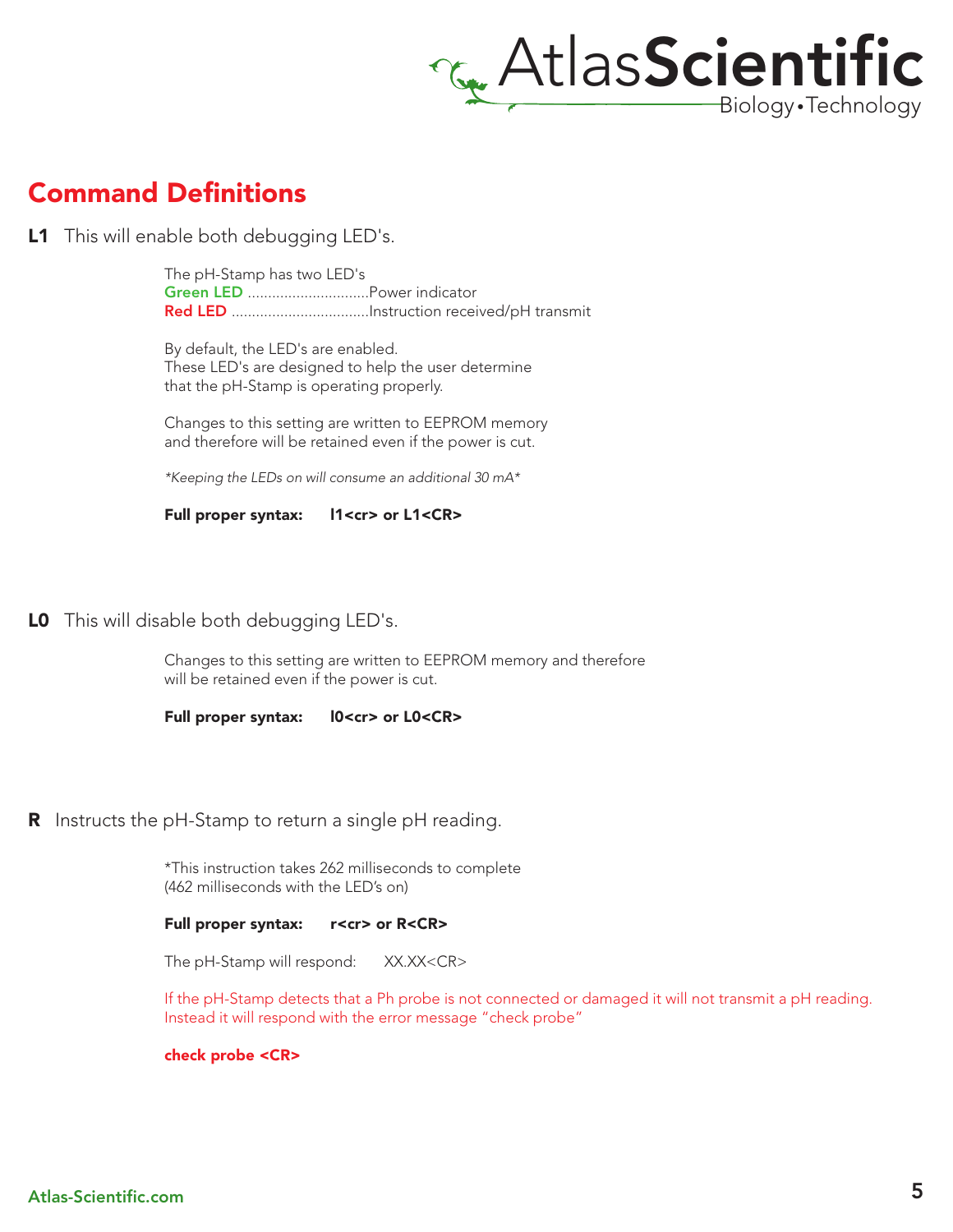## Command Definitions

**L1** This will enable both debugging LED's.

The pH-Stamp has two LED's
Green LED .............................Power indicator
Red LED .................................Instruction received/pH transmit

By default, the LED's are enabled.
These LED's are designed to help the user determine
that the pH-Stamp is operating properly.

Changes to this setting are written to EEPROM memory
and therefore will be retained even if the power is cut.

*\*Keeping the LEDs on will consume an additional 30 mA\**

**Full proper syntax: l1<cr> or L1<CR>**

**L0** This will disable both debugging LED's.

Changes to this setting are written to EEPROM memory and therefore
will be retained even if the power is cut.

**Full proper syntax: l0<cr> or L0<CR>**

**R** Instructs the pH-Stamp to return a single pH reading.

\*This instruction takes 262 milliseconds to complete
(462 milliseconds with the LED's on)

**Full proper syntax: r<cr> or R<CR>**

The pH-Stamp will respond: XX.XX<CR>

If the pH-Stamp detects that a Ph probe is not connected or damaged it will not transmit a pH reading.
Instead it will respond with the error message "check probe"

**check probe <CR>**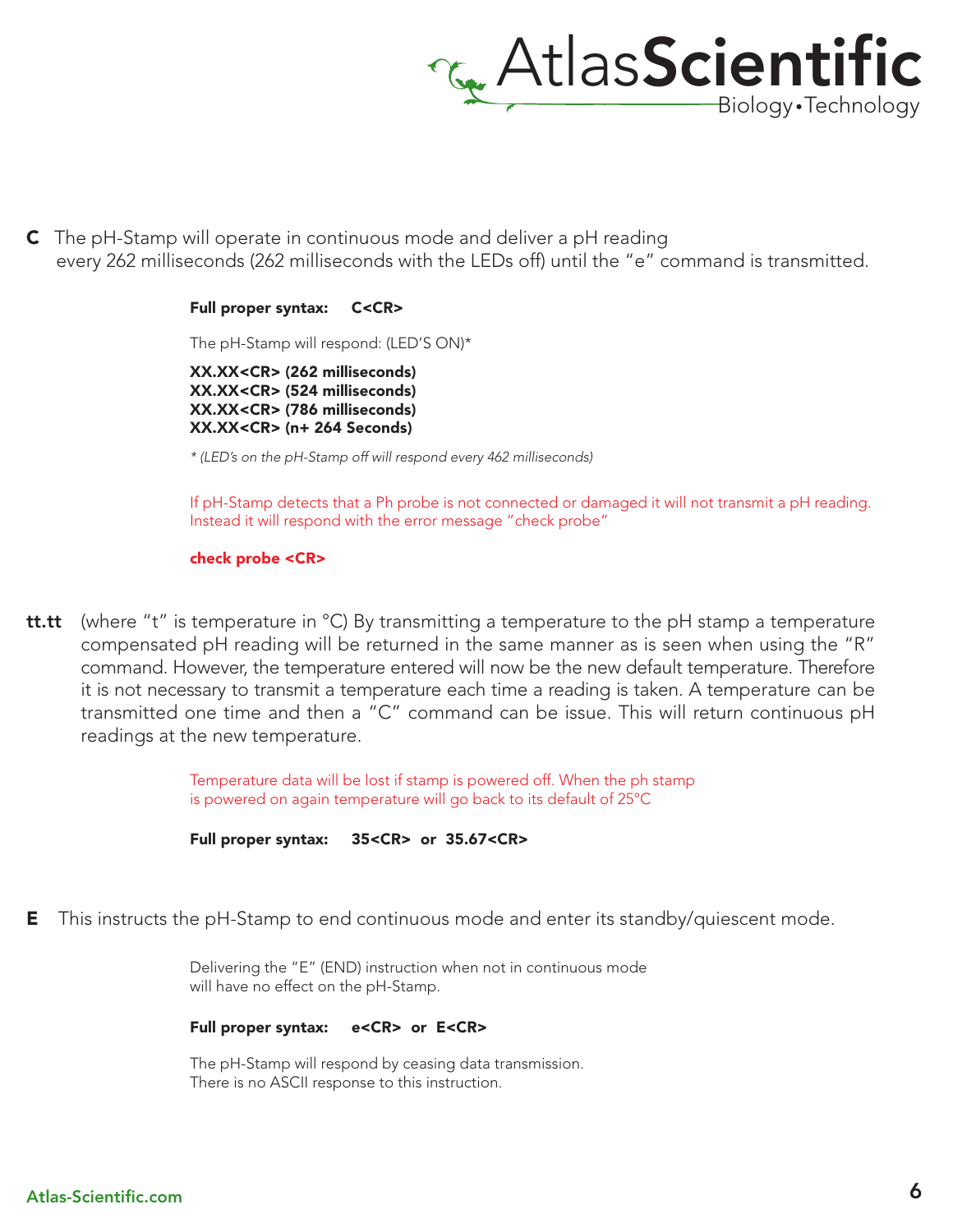**C** The pH-Stamp will operate in continuous mode and deliver a pH reading every 262 milliseconds (262 milliseconds with the LEDs off) until the "e" command is transmitted.

**Full proper syntax: C<CR>**

The pH-Stamp will respond: (LED'S ON)*

**XX.XX<CR> (262 milliseconds)**
**XX.XX<CR> (524 milliseconds)**
**XX.XX<CR> (786 milliseconds)**
**XX.XX<CR> (n+ 264 Seconds)**

*\* (LED's on the pH-Stamp off will respond every 462 milliseconds)*

If pH-Stamp detects that a Ph probe is not connected or damaged it will not transmit a pH reading. Instead it will respond with the error message "check probe"

**check probe <CR>**

**tt.tt** (where "t" is temperature in °C) By transmitting a temperature to the pH stamp a temperature compensated pH reading will be returned in the same manner as is seen when using the "R" command. However, the temperature entered will now be the new default temperature. Therefore it is not necessary to transmit a temperature each time a reading is taken. A temperature can be transmitted one time and then a "C" command can be issue. This will return continuous pH readings at the new temperature.

Temperature data will be lost if stamp is powered off. When the ph stamp is powered on again temperature will go back to its default of 25°C

**Full proper syntax: 35<CR> or 35.67<CR>**

**E** This instructs the pH-Stamp to end continuous mode and enter its standby/quiescent mode.

Delivering the "E" (END) instruction when not in continuous mode will have no effect on the pH-Stamp.

**Full proper syntax: e<CR> or E<CR>**

The pH-Stamp will respond by ceasing data transmission.
There is no ASCII response to this instruction.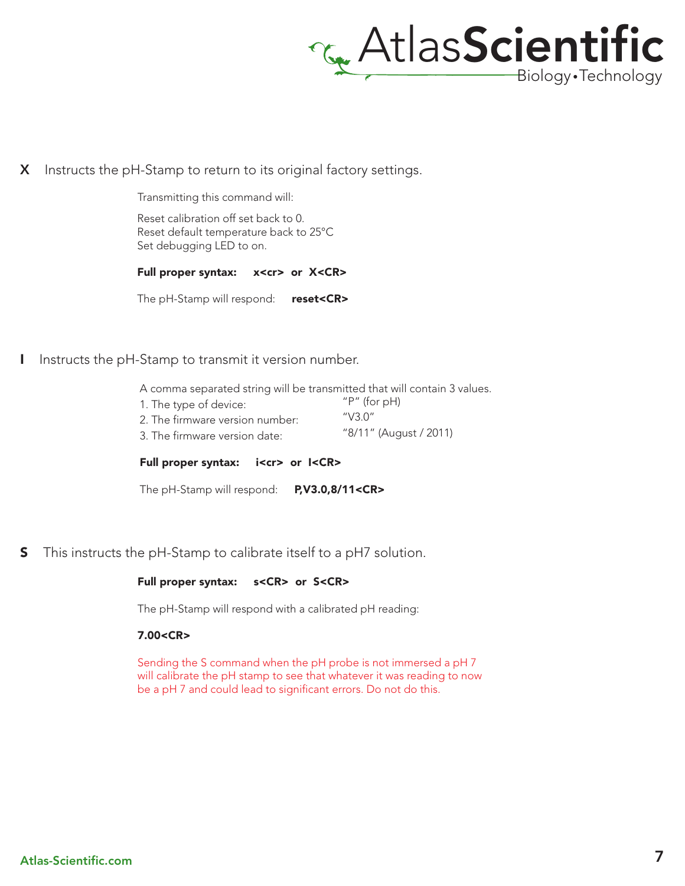**X** Instructs the pH-Stamp to return to its original factory settings.

Transmitting this command will:

Reset calibration off set back to 0.
Reset default temperature back to 25°C
Set debugging LED to on.

**Full proper syntax: x<cr> or X<CR>**

The pH-Stamp will respond: **reset<CR>**

**I** Instructs the pH-Stamp to transmit it version number.

A comma separated string will be transmitted that will contain 3 values.

1. The type of device: "P" (for pH)
2. The firmware version number: "V3.0"
3. The firmware version date: "8/11" (August / 2011)

**Full proper syntax: i<cr> or I<CR>**

The pH-Stamp will respond: **P,V3.0,8/11<CR>**

**S** This instructs the pH-Stamp to calibrate itself to a pH7 solution.

**Full proper syntax: s<CR> or S<CR>**

The pH-Stamp will respond with a calibrated pH reading:

**7.00<CR>**

Sending the S command when the pH probe is not immersed a pH 7 will calibrate the pH stamp to see that whatever it was reading to now be a pH 7 and could lead to significant errors. Do not do this.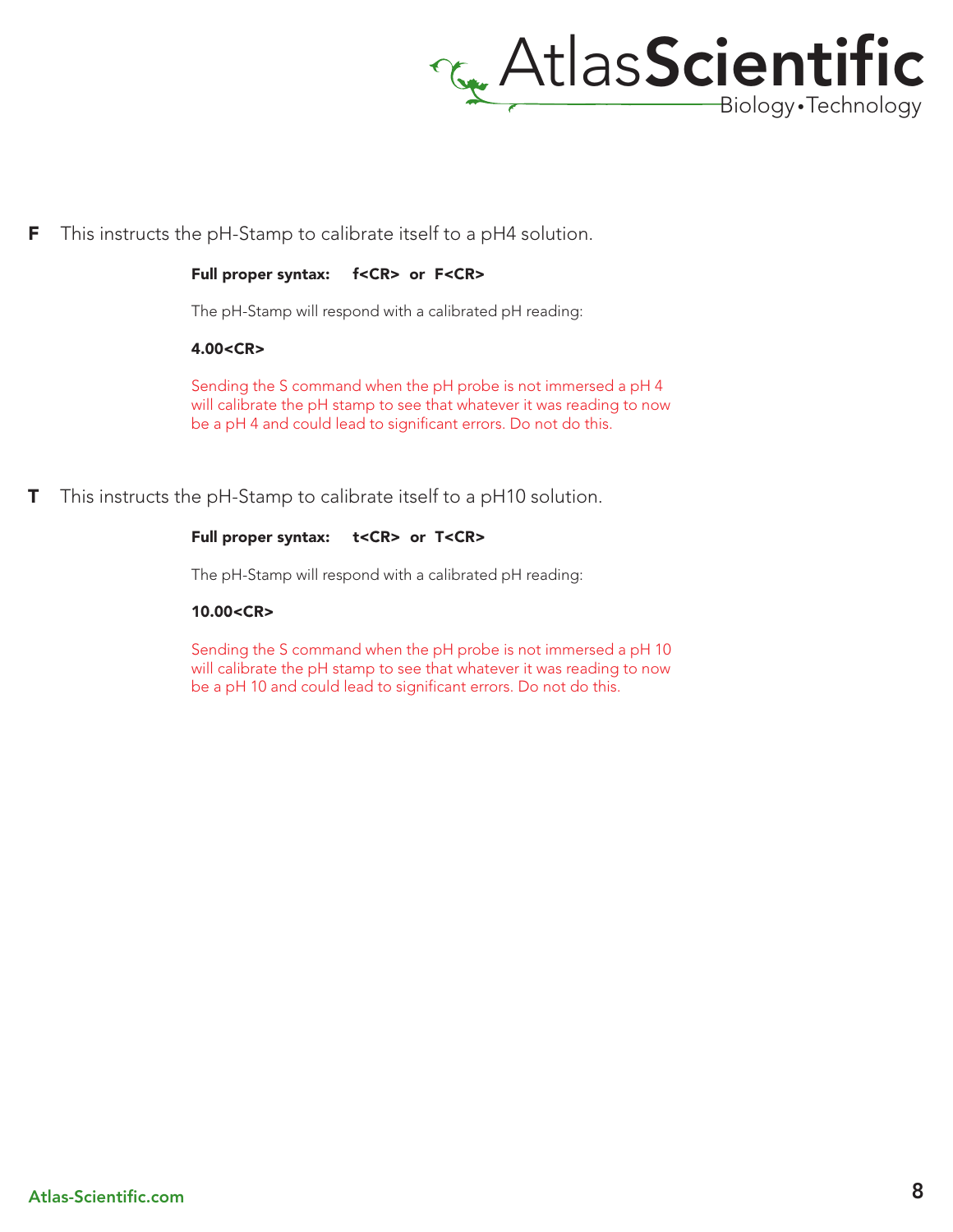**F** This instructs the pH-Stamp to calibrate itself to a pH4 solution.

**Full proper syntax: f<CR> or F<CR>**

The pH-Stamp will respond with a calibrated pH reading:

**4.00<CR>**

Sending the S command when the pH probe is not immersed a pH 4 will calibrate the pH stamp to see that whatever it was reading to now be a pH 4 and could lead to significant errors. Do not do this.

**T** This instructs the pH-Stamp to calibrate itself to a pH10 solution.

**Full proper syntax: t<CR> or T<CR>**

The pH-Stamp will respond with a calibrated pH reading:

**10.00<CR>**

Sending the S command when the pH probe is not immersed a pH 10 will calibrate the pH stamp to see that whatever it was reading to now be a pH 10 and could lead to significant errors. Do not do this.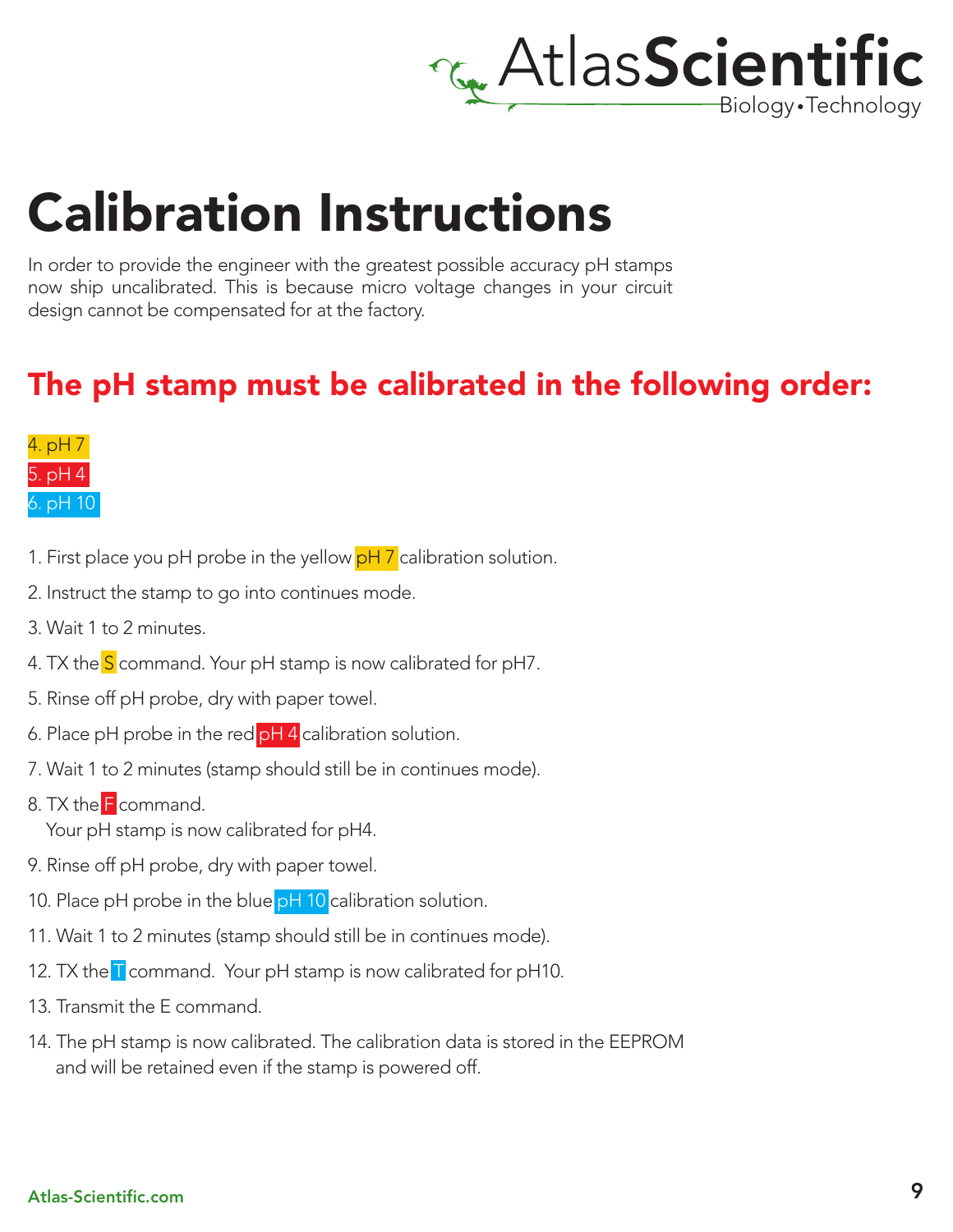# Calibration Instructions

In order to provide the engineer with the greatest possible accuracy pH stamps now ship uncalibrated. This is because micro voltage changes in your circuit design cannot be compensated for at the factory.

## The pH stamp must be calibrated in the following order:

4. pH 7
5. pH 4
6. pH 10

1. First place you pH probe in the yellow pH 7 calibration solution.
2. Instruct the stamp to go into continues mode.
3. Wait 1 to 2 minutes.
4. TX the S command. Your pH stamp is now calibrated for pH7.
5. Rinse off pH probe, dry with paper towel.
6. Place pH probe in the red pH 4 calibration solution.
7. Wait 1 to 2 minutes (stamp should still be in continues mode).
8. TX the F command.
   Your pH stamp is now calibrated for pH4.
9. Rinse off pH probe, dry with paper towel.
10. Place pH probe in the blue pH 10 calibration solution.
11. Wait 1 to 2 minutes (stamp should still be in continues mode).
12. TX the T command. Your pH stamp is now calibrated for pH10.
13. Transmit the E command.
14. The pH stamp is now calibrated. The calibration data is stored in the EEPROM and will be retained even if the stamp is powered off.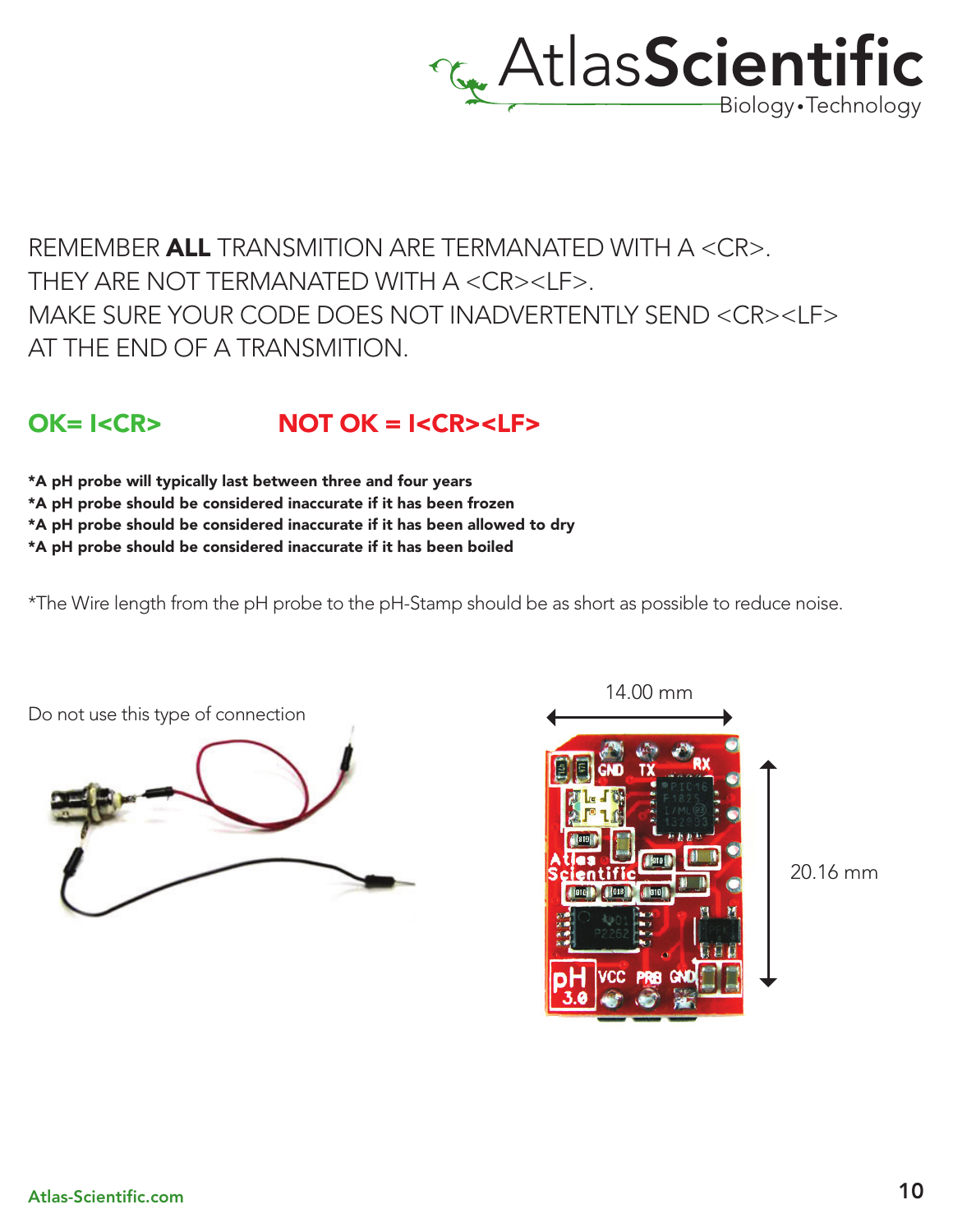REMEMBER **ALL** TRANSMITION ARE TERMANATED WITH A <CR>.
THEY ARE NOT TERMANATED WITH A <CR><LF>.
MAKE SURE YOUR CODE DOES NOT INADVERTENTLY SEND <CR><LF> AT THE END OF A TRANSMITION.

**OK= I<CR>** **NOT OK = I<CR><LF>**

**\*A pH probe will typically last between three and four years**
**\*A pH probe should be considered inaccurate if it has been frozen**
**\*A pH probe should be considered inaccurate if it has been allowed to dry**
**\*A pH probe should be considered inaccurate if it has been boiled**

\*The Wire length from the pH probe to the pH-Stamp should be as short as possible to reduce noise.

Do not use this type of connection

14.00 mm

20.16 mm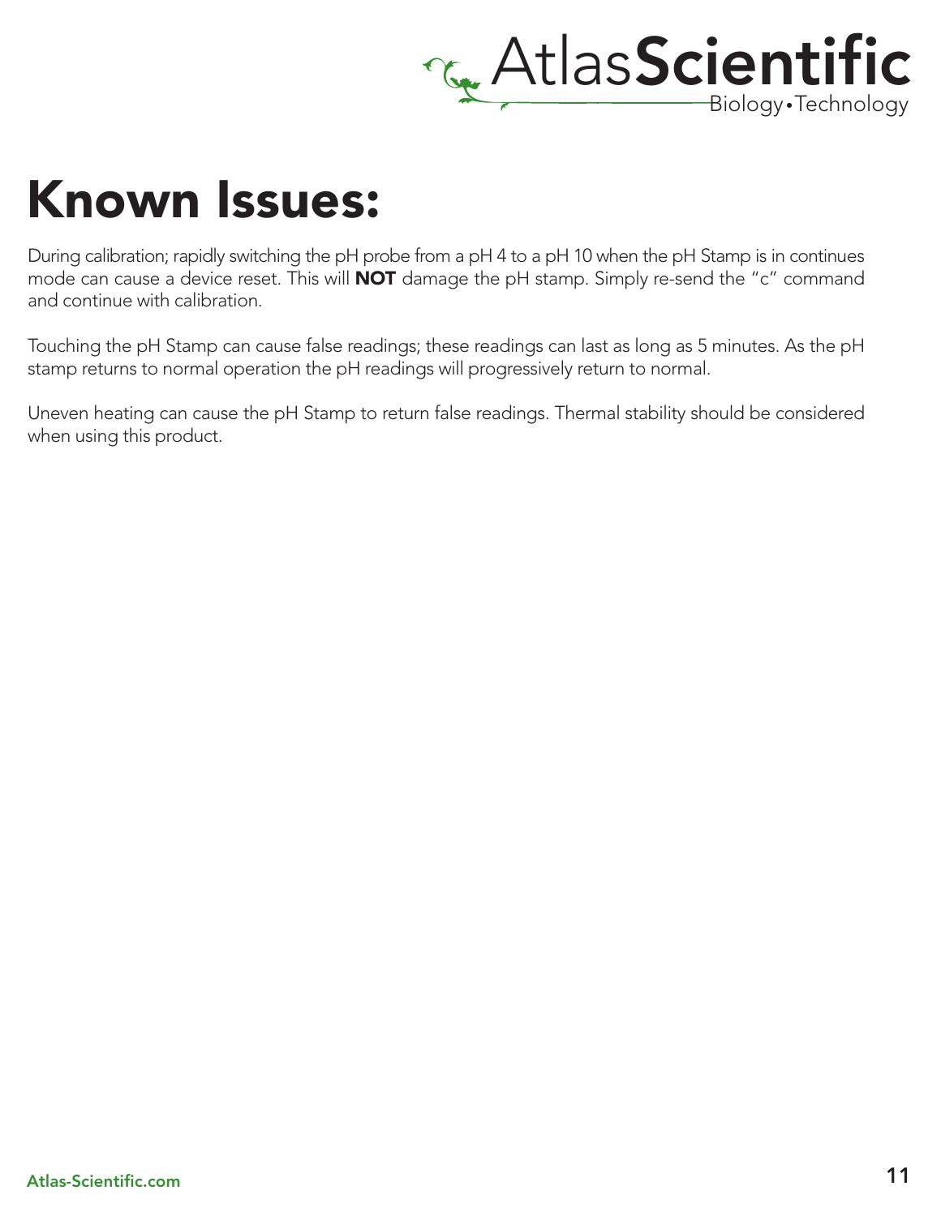# Known Issues:

During calibration; rapidly switching the pH probe from a pH 4 to a pH 10 when the pH Stamp is in continues mode can cause a device reset. This will **NOT** damage the pH stamp. Simply re-send the "c" command and continue with calibration.

Touching the pH Stamp can cause false readings; these readings can last as long as 5 minutes. As the pH stamp returns to normal operation the pH readings will progressively return to normal.

Uneven heating can cause the pH Stamp to return false readings. Thermal stability should be considered when using this product.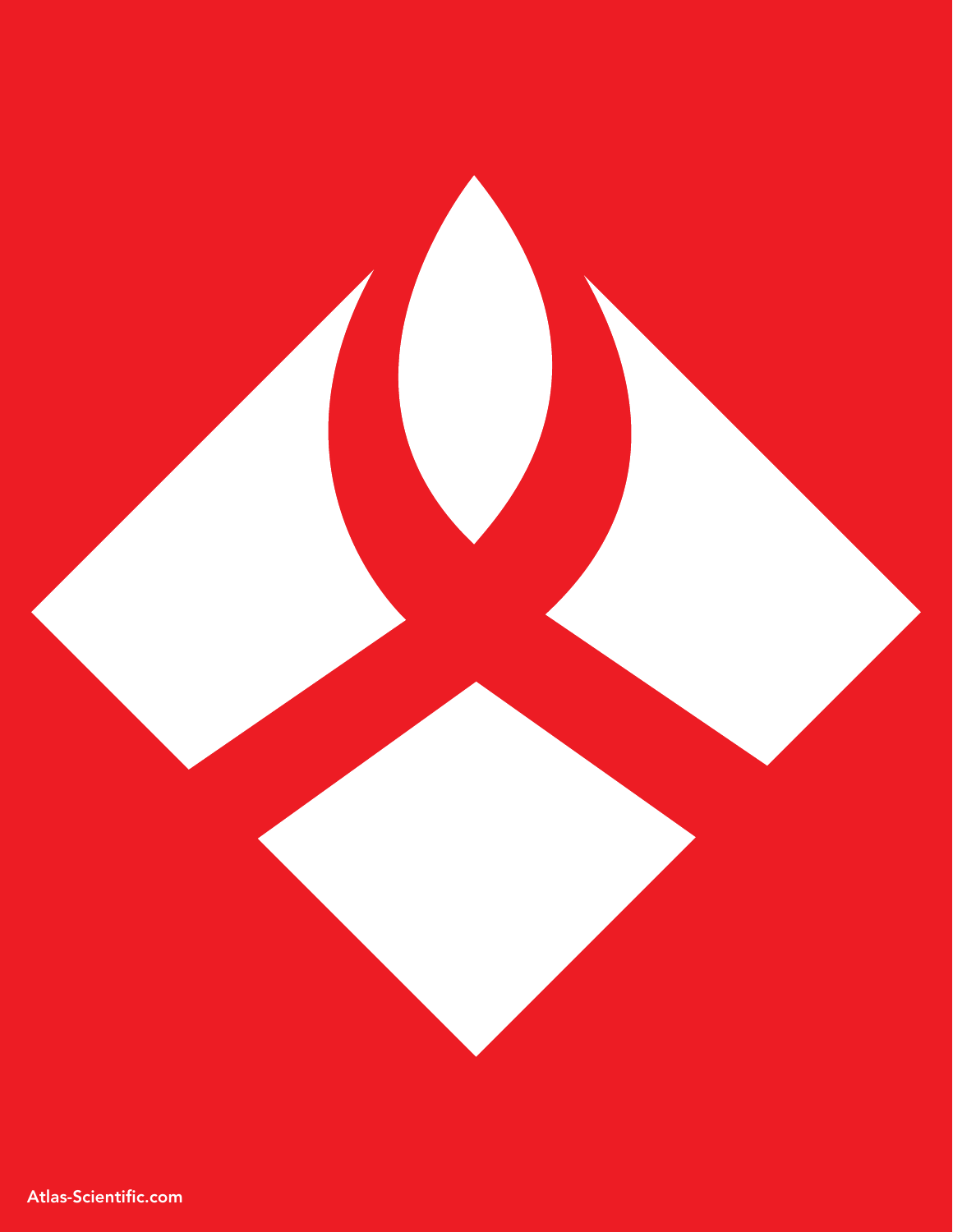Atlas-Scientific.com